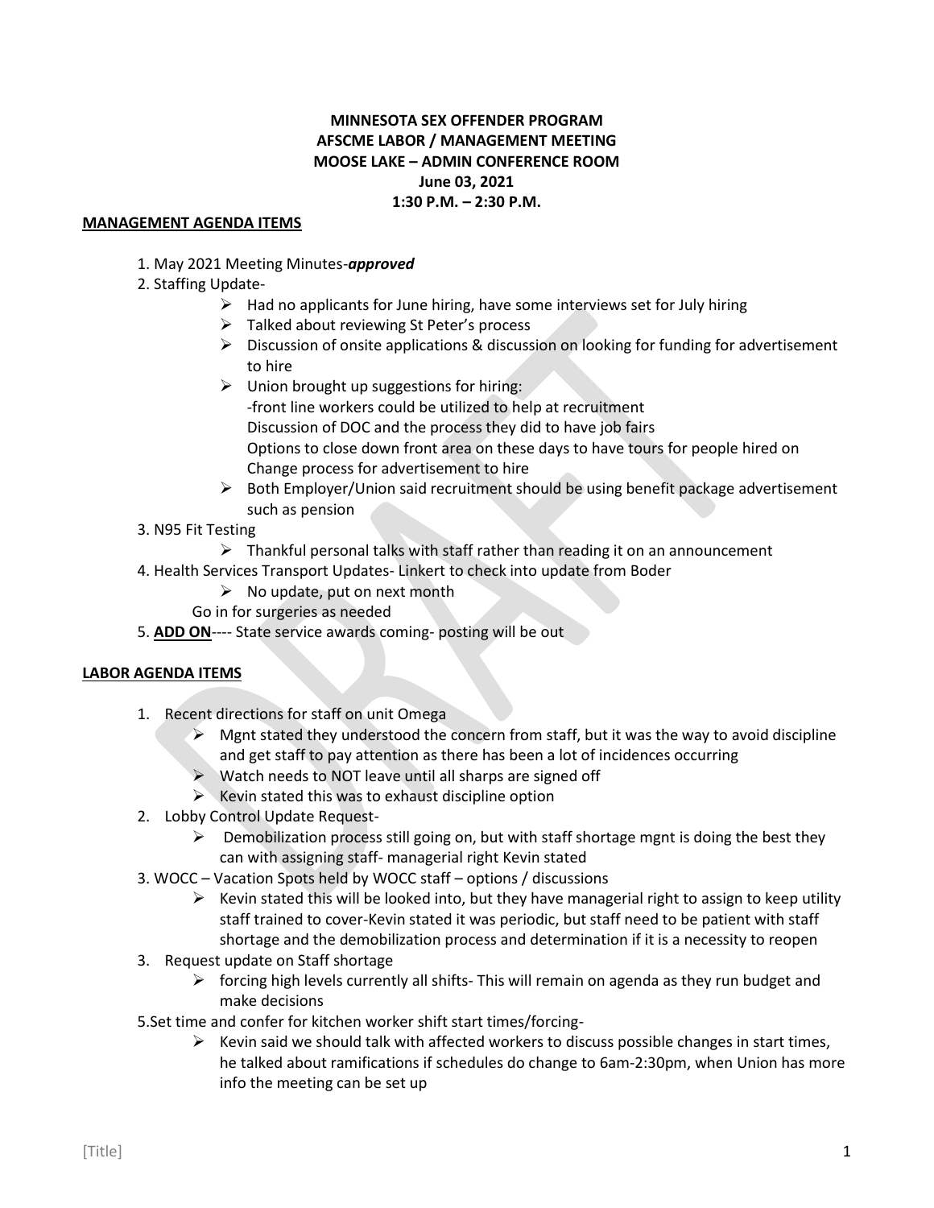**MINNESOTA SEX OFFENDER PROGRAM**
**AFSCME LABOR / MANAGEMENT MEETING**
**MOOSE LAKE – ADMIN CONFERENCE ROOM**
**June 03, 2021**
**1:30 P.M. – 2:30 P.M.**

**MANAGEMENT AGENDA ITEMS**

1. May 2021 Meeting Minutes-***approved***
2. Staffing Update-
   - Had no applicants for June hiring, have some interviews set for July hiring
   - Talked about reviewing St Peter's process
   - Discussion of onsite applications & discussion on looking for funding for advertisement to hire
   - Union brought up suggestions for hiring:
     -front line workers could be utilized to help at recruitment
     Discussion of DOC and the process they did to have job fairs
     Options to close down front area on these days to have tours for people hired on
     Change process for advertisement to hire
   - Both Employer/Union said recruitment should be using benefit package advertisement such as pension
3. N95 Fit Testing
   - Thankful personal talks with staff rather than reading it on an announcement
4. Health Services Transport Updates- Linkert to check into update from Boder
   - No update, put on next month

   Go in for surgeries as needed
5. **ADD ON**---- State service awards coming- posting will be out

**LABOR AGENDA ITEMS**

1. Recent directions for staff on unit Omega
   - Mgnt stated they understood the concern from staff, but it was the way to avoid discipline and get staff to pay attention as there has been a lot of incidences occurring
   - Watch needs to NOT leave until all sharps are signed off
   - Kevin stated this was to exhaust discipline option
2. Lobby Control Update Request-
   - Demobilization process still going on, but with staff shortage mgnt is doing the best they can with assigning staff- managerial right Kevin stated
3. WOCC – Vacation Spots held by WOCC staff – options / discussions
   - Kevin stated this will be looked into, but they have managerial right to assign to keep utility staff trained to cover-Kevin stated it was periodic, but staff need to be patient with staff shortage and the demobilization process and determination if it is a necessity to reopen
3. Request update on Staff shortage
   - forcing high levels currently all shifts- This will remain on agenda as they run budget and make decisions

5.Set time and confer for kitchen worker shift start times/forcing-
   - Kevin said we should talk with affected workers to discuss possible changes in start times, he talked about ramifications if schedules do change to 6am-2:30pm, when Union has more info the meeting can be set up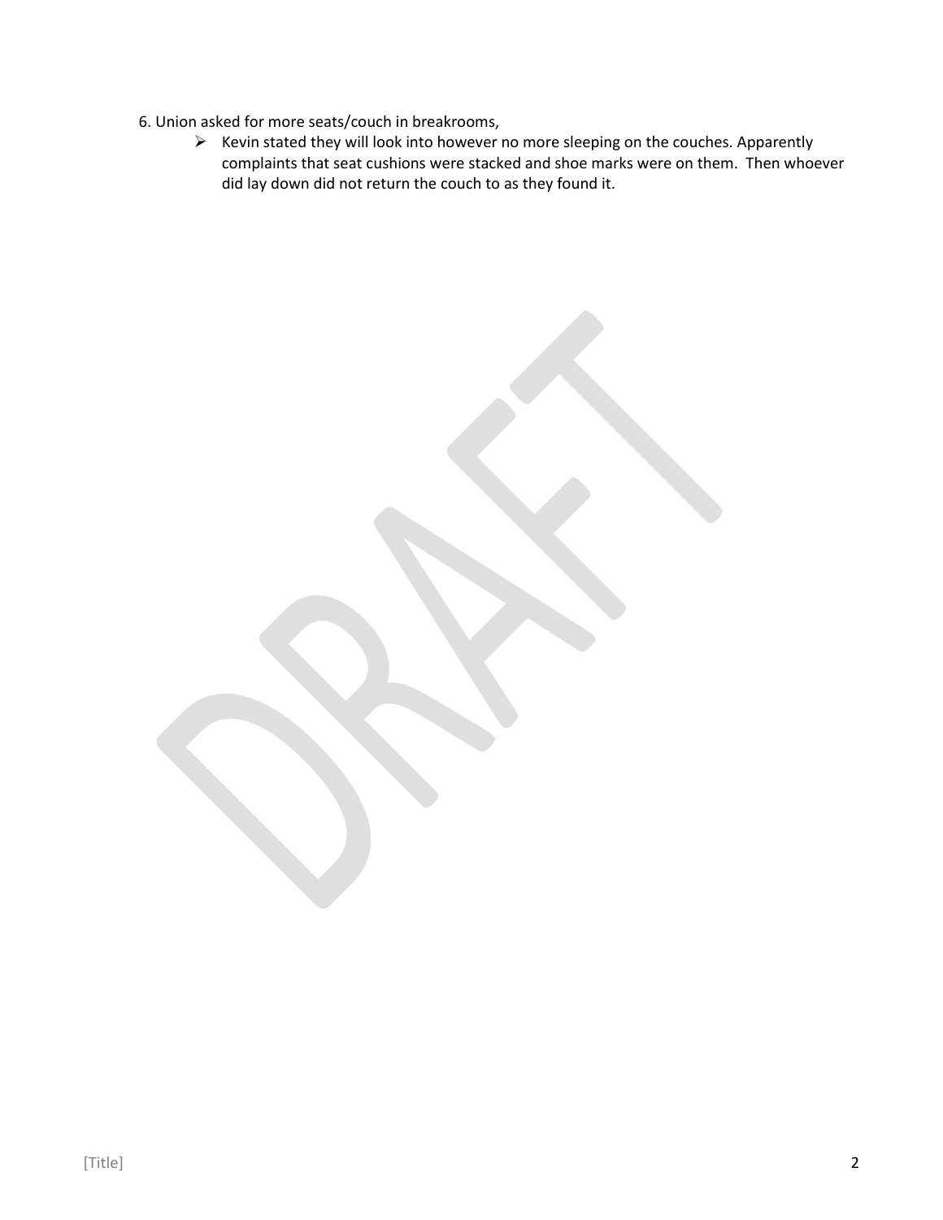6. Union asked for more seats/couch in breakrooms,
   - Kevin stated they will look into however no more sleeping on the couches. Apparently complaints that seat cushions were stacked and shoe marks were on them. Then whoever did lay down did not return the couch to as they found it.